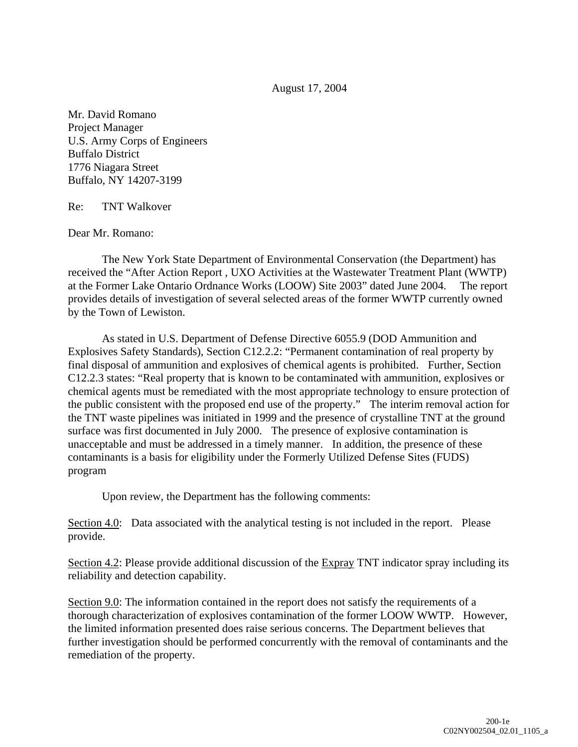August 17, 2004

Mr. David Romano  
Project Manager  
U.S. Army Corps of Engineers  
Buffalo District  
1776 Niagara Street  
Buffalo, NY 14207-3199

Re: TNT Walkover

Dear Mr. Romano:

The New York State Department of Environmental Conservation (the Department) has received the "After Action Report , UXO Activities at the Wastewater Treatment Plant (WWTP) at the Former Lake Ontario Ordnance Works (LOOW) Site 2003" dated June 2004. The report provides details of investigation of several selected areas of the former WWTP currently owned by the Town of Lewiston.

As stated in U.S. Department of Defense Directive 6055.9 (DOD Ammunition and Explosives Safety Standards), Section C12.2.2: "Permanent contamination of real property by final disposal of ammunition and explosives of chemical agents is prohibited. Further, Section C12.2.3 states: "Real property that is known to be contaminated with ammunition, explosives or chemical agents must be remediated with the most appropriate technology to ensure protection of the public consistent with the proposed end use of the property." The interim removal action for the TNT waste pipelines was initiated in 1999 and the presence of crystalline TNT at the ground surface was first documented in July 2000. The presence of explosive contamination is unacceptable and must be addressed in a timely manner. In addition, the presence of these contaminants is a basis for eligibility under the Formerly Utilized Defense Sites (FUDS) program

Upon review, the Department has the following comments:

<u>Section 4.0</u>: Data associated with the analytical testing is not included in the report. Please provide.

<u>Section 4.2</u>: Please provide additional discussion of the <u>Expray</u> TNT indicator spray including its reliability and detection capability.

<u>Section 9.0</u>: The information contained in the report does not satisfy the requirements of a thorough characterization of explosives contamination of the former LOOW WWTP. However, the limited information presented does raise serious concerns. The Department believes that further investigation should be performed concurrently with the removal of contaminants and the remediation of the property.

200-1e  
C02NY002504_02.01_1105_a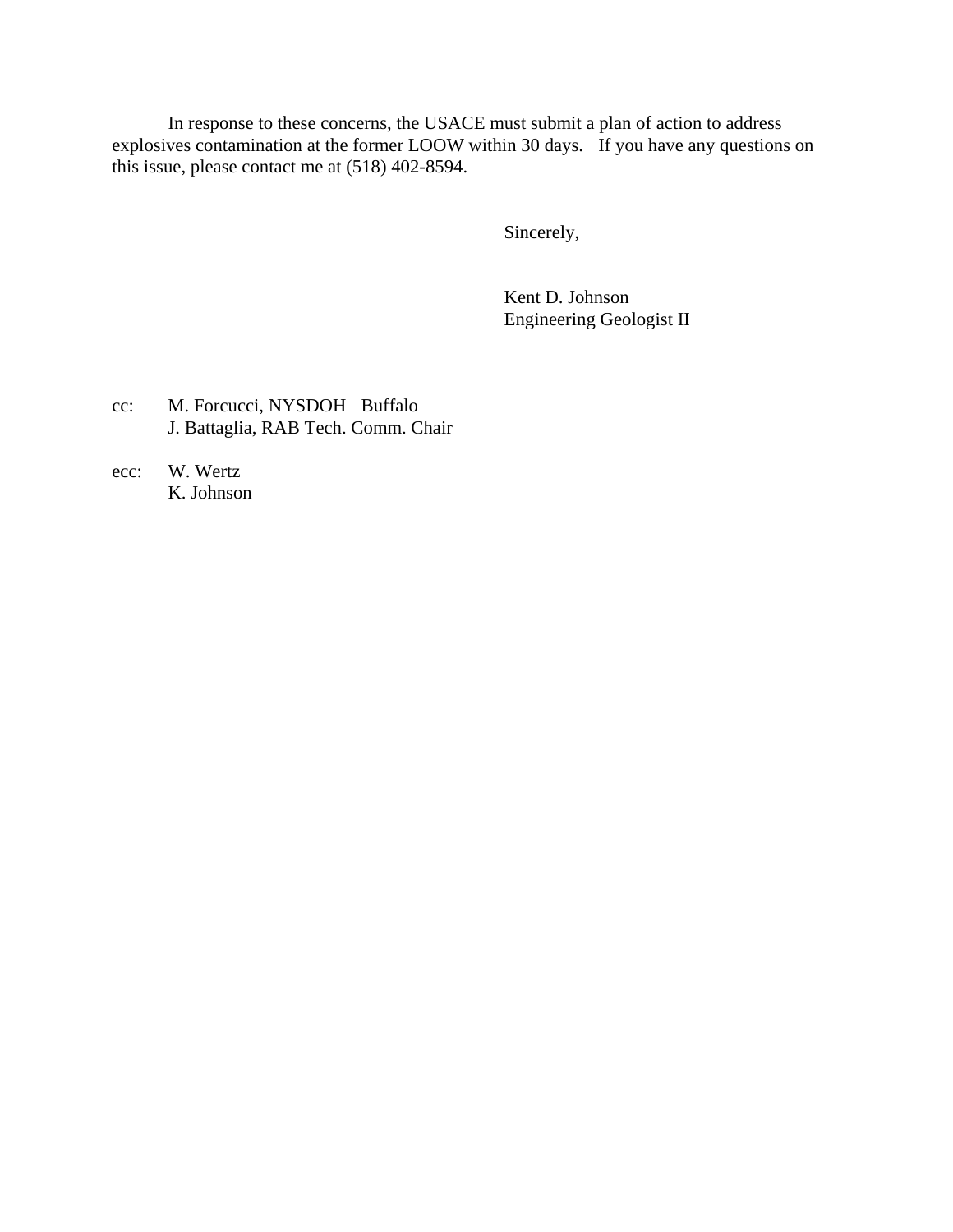In response to these concerns, the USACE must submit a plan of action to address explosives contamination at the former LOOW within 30 days. If you have any questions on this issue, please contact me at (518) 402-8594.

Sincerely,

Kent D. Johnson
Engineering Geologist II

cc: M. Forcucci, NYSDOH Buffalo
J. Battaglia, RAB Tech. Comm. Chair

ecc: W. Wertz
K. Johnson